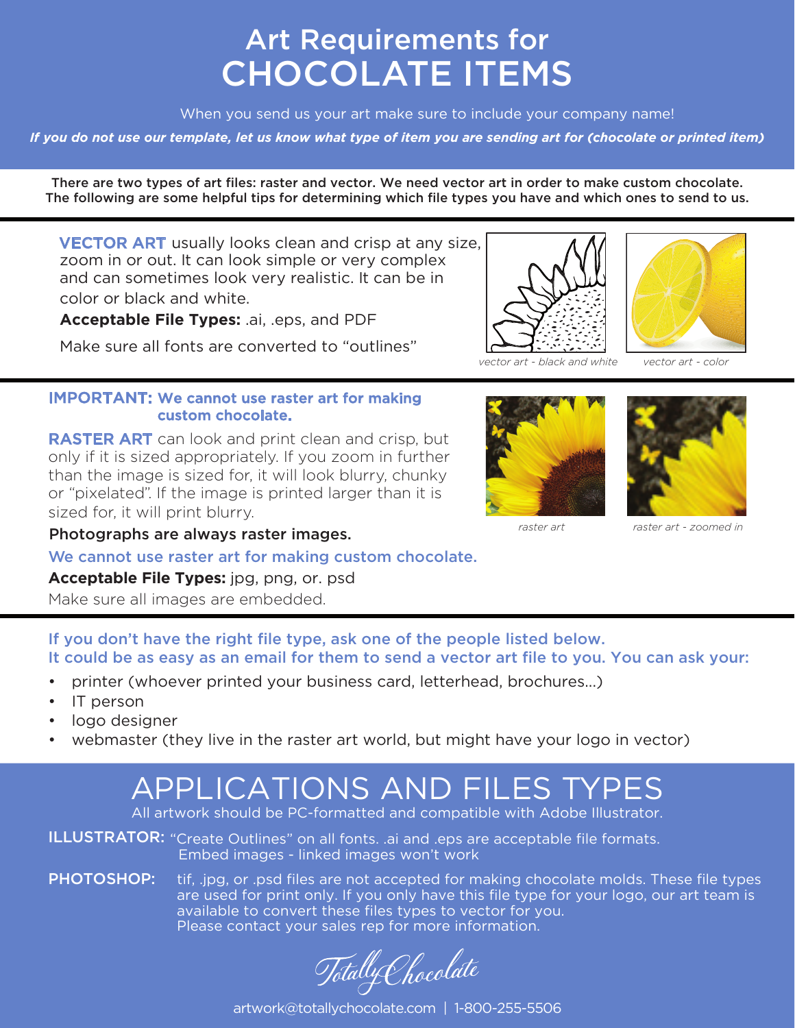# Art Requirements for CHOCOLATE ITEMS

When you send us your art make sure to include your company name!

***If you do not use our template, let us know what type of item you are sending art for (chocolate or printed item)***

**There are two types of art files: raster and vector. We need vector art in order to make custom chocolate. The following are some helpful tips for determining which file types you have and which ones to send to us.**

---

**VECTOR ART** usually looks clean and crisp at any size, zoom in or out. It can look simple or very complex and can sometimes look very realistic. It can be in color or black and white.

**Acceptable File Types:** .ai, .eps, and PDF

Make sure all fonts are converted to "outlines"

*vector art - black and white*

*vector art - color*

---

**IMPORTANT: We cannot use raster art for making custom chocolate.**

**RASTER ART** can look and print clean and crisp, but only if it is sized appropriately. If you zoom in further than the image is sized for, it will look blurry, chunky or "pixelated". If the image is printed larger than it is sized for, it will print blurry.

**Photographs are always raster images.**

We cannot use raster art for making custom chocolate.

**Acceptable File Types:** jpg, png, or. psd

Make sure all images are embedded.

*raster art*

*raster art - zoomed in*

---

If you don't have the right file type, ask one of the people listed below.
It could be as easy as an email for them to send a vector art file to you. You can ask your:

- printer (whoever printed your business card, letterhead, brochures...)
- IT person
- logo designer
- webmaster (they live in the raster art world, but might have your logo in vector)

## APPLICATIONS AND FILES TYPES

All artwork should be PC-formatted and compatible with Adobe Illustrator.

**ILLUSTRATOR:** "Create Outlines" on all fonts. .ai and .eps are acceptable file formats. Embed images - linked images won't work

**PHOTOSHOP:** tif, .jpg, or .psd files are not accepted for making chocolate molds. These file types are used for print only. If you only have this file type for your logo, our art team is available to convert these files types to vector for you. Please contact your sales rep for more information.

Totally Chocolate

artwork@totallychocolate.com | 1-800-255-5506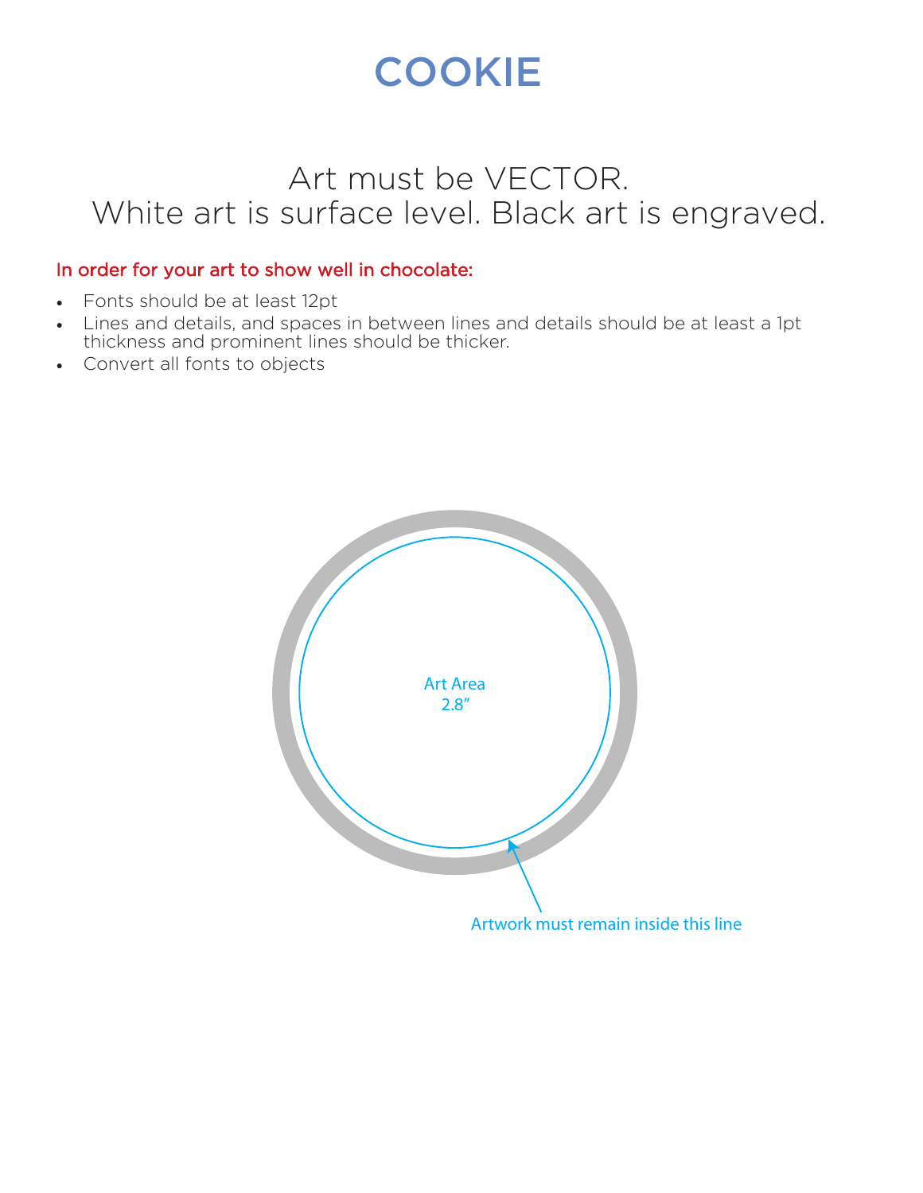# COOKIE

## Art must be VECTOR.
## White art is surface level. Black art is engraved.

In order for your art to show well in chocolate:

- Fonts should be at least 12pt
- Lines and details, and spaces in between lines and details should be at least a 1pt thickness and prominent lines should be thicker.
- Convert all fonts to objects

Art Area
2.8″

Artwork must remain inside this line